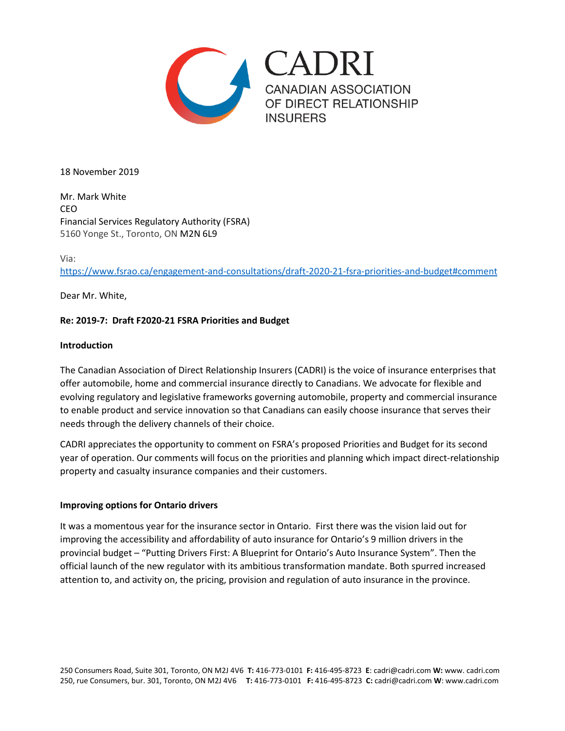CADRI
CANADIAN ASSOCIATION OF DIRECT RELATIONSHIP INSURERS

18 November 2019

Mr. Mark White
CEO
Financial Services Regulatory Authority (FSRA)
5160 Yonge St., Toronto, ON M2N 6L9

Via:
https://www.fsrao.ca/engagement-and-consultations/draft-2020-21-fsra-priorities-and-budget#comment

Dear Mr. White,

**Re: 2019-7: Draft F2020-21 FSRA Priorities and Budget**

**Introduction**

The Canadian Association of Direct Relationship Insurers (CADRI) is the voice of insurance enterprises that offer automobile, home and commercial insurance directly to Canadians. We advocate for flexible and evolving regulatory and legislative frameworks governing automobile, property and commercial insurance to enable product and service innovation so that Canadians can easily choose insurance that serves their needs through the delivery channels of their choice.

CADRI appreciates the opportunity to comment on FSRA's proposed Priorities and Budget for its second year of operation. Our comments will focus on the priorities and planning which impact direct-relationship property and casualty insurance companies and their customers.

**Improving options for Ontario drivers**

It was a momentous year for the insurance sector in Ontario. First there was the vision laid out for improving the accessibility and affordability of auto insurance for Ontario's 9 million drivers in the provincial budget – "Putting Drivers First: A Blueprint for Ontario's Auto Insurance System". Then the official launch of the new regulator with its ambitious transformation mandate. Both spurred increased attention to, and activity on, the pricing, provision and regulation of auto insurance in the province.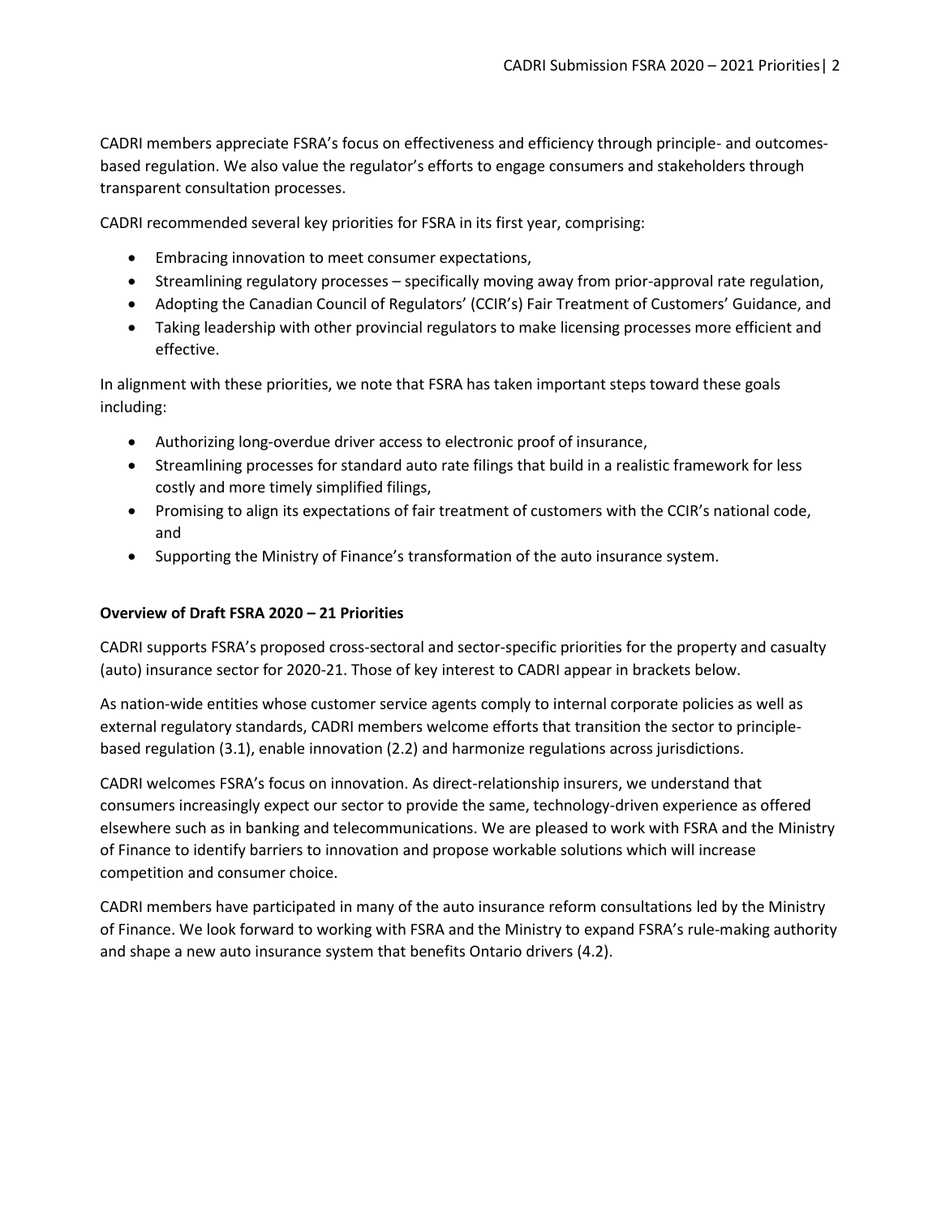CADRI members appreciate FSRA's focus on effectiveness and efficiency through principle- and outcomes-based regulation. We also value the regulator's efforts to engage consumers and stakeholders through transparent consultation processes.

CADRI recommended several key priorities for FSRA in its first year, comprising:

- Embracing innovation to meet consumer expectations,
- Streamlining regulatory processes – specifically moving away from prior-approval rate regulation,
- Adopting the Canadian Council of Regulators' (CCIR's) Fair Treatment of Customers' Guidance, and
- Taking leadership with other provincial regulators to make licensing processes more efficient and effective.

In alignment with these priorities, we note that FSRA has taken important steps toward these goals including:

- Authorizing long-overdue driver access to electronic proof of insurance,
- Streamlining processes for standard auto rate filings that build in a realistic framework for less costly and more timely simplified filings,
- Promising to align its expectations of fair treatment of customers with the CCIR's national code, and
- Supporting the Ministry of Finance's transformation of the auto insurance system.

**Overview of Draft FSRA 2020 – 21 Priorities**

CADRI supports FSRA's proposed cross-sectoral and sector-specific priorities for the property and casualty (auto) insurance sector for 2020-21. Those of key interest to CADRI appear in brackets below.

As nation-wide entities whose customer service agents comply to internal corporate policies as well as external regulatory standards, CADRI members welcome efforts that transition the sector to principle-based regulation (3.1), enable innovation (2.2) and harmonize regulations across jurisdictions.

CADRI welcomes FSRA's focus on innovation. As direct-relationship insurers, we understand that consumers increasingly expect our sector to provide the same, technology-driven experience as offered elsewhere such as in banking and telecommunications. We are pleased to work with FSRA and the Ministry of Finance to identify barriers to innovation and propose workable solutions which will increase competition and consumer choice.

CADRI members have participated in many of the auto insurance reform consultations led by the Ministry of Finance. We look forward to working with FSRA and the Ministry to expand FSRA's rule-making authority and shape a new auto insurance system that benefits Ontario drivers (4.2).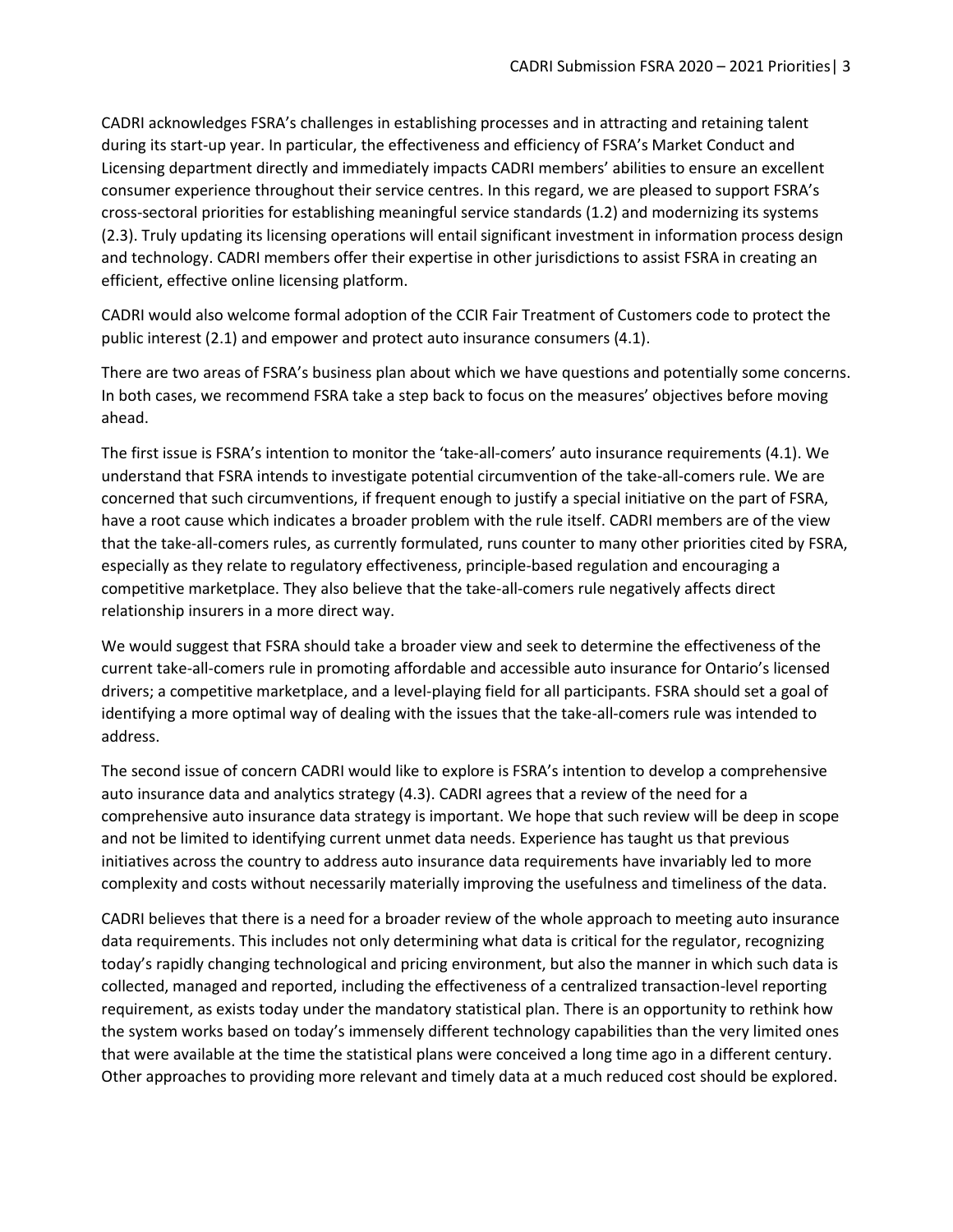CADRI acknowledges FSRA's challenges in establishing processes and in attracting and retaining talent during its start-up year. In particular, the effectiveness and efficiency of FSRA's Market Conduct and Licensing department directly and immediately impacts CADRI members' abilities to ensure an excellent consumer experience throughout their service centres. In this regard, we are pleased to support FSRA's cross-sectoral priorities for establishing meaningful service standards (1.2) and modernizing its systems (2.3). Truly updating its licensing operations will entail significant investment in information process design and technology. CADRI members offer their expertise in other jurisdictions to assist FSRA in creating an efficient, effective online licensing platform.

CADRI would also welcome formal adoption of the CCIR Fair Treatment of Customers code to protect the public interest (2.1) and empower and protect auto insurance consumers (4.1).

There are two areas of FSRA's business plan about which we have questions and potentially some concerns. In both cases, we recommend FSRA take a step back to focus on the measures' objectives before moving ahead.

The first issue is FSRA's intention to monitor the 'take-all-comers' auto insurance requirements (4.1). We understand that FSRA intends to investigate potential circumvention of the take-all-comers rule. We are concerned that such circumventions, if frequent enough to justify a special initiative on the part of FSRA, have a root cause which indicates a broader problem with the rule itself. CADRI members are of the view that the take-all-comers rules, as currently formulated, runs counter to many other priorities cited by FSRA, especially as they relate to regulatory effectiveness, principle-based regulation and encouraging a competitive marketplace. They also believe that the take-all-comers rule negatively affects direct relationship insurers in a more direct way.

We would suggest that FSRA should take a broader view and seek to determine the effectiveness of the current take-all-comers rule in promoting affordable and accessible auto insurance for Ontario's licensed drivers; a competitive marketplace, and a level-playing field for all participants. FSRA should set a goal of identifying a more optimal way of dealing with the issues that the take-all-comers rule was intended to address.

The second issue of concern CADRI would like to explore is FSRA's intention to develop a comprehensive auto insurance data and analytics strategy (4.3). CADRI agrees that a review of the need for a comprehensive auto insurance data strategy is important. We hope that such review will be deep in scope and not be limited to identifying current unmet data needs. Experience has taught us that previous initiatives across the country to address auto insurance data requirements have invariably led to more complexity and costs without necessarily materially improving the usefulness and timeliness of the data.

CADRI believes that there is a need for a broader review of the whole approach to meeting auto insurance data requirements. This includes not only determining what data is critical for the regulator, recognizing today's rapidly changing technological and pricing environment, but also the manner in which such data is collected, managed and reported, including the effectiveness of a centralized transaction-level reporting requirement, as exists today under the mandatory statistical plan. There is an opportunity to rethink how the system works based on today's immensely different technology capabilities than the very limited ones that were available at the time the statistical plans were conceived a long time ago in a different century. Other approaches to providing more relevant and timely data at a much reduced cost should be explored.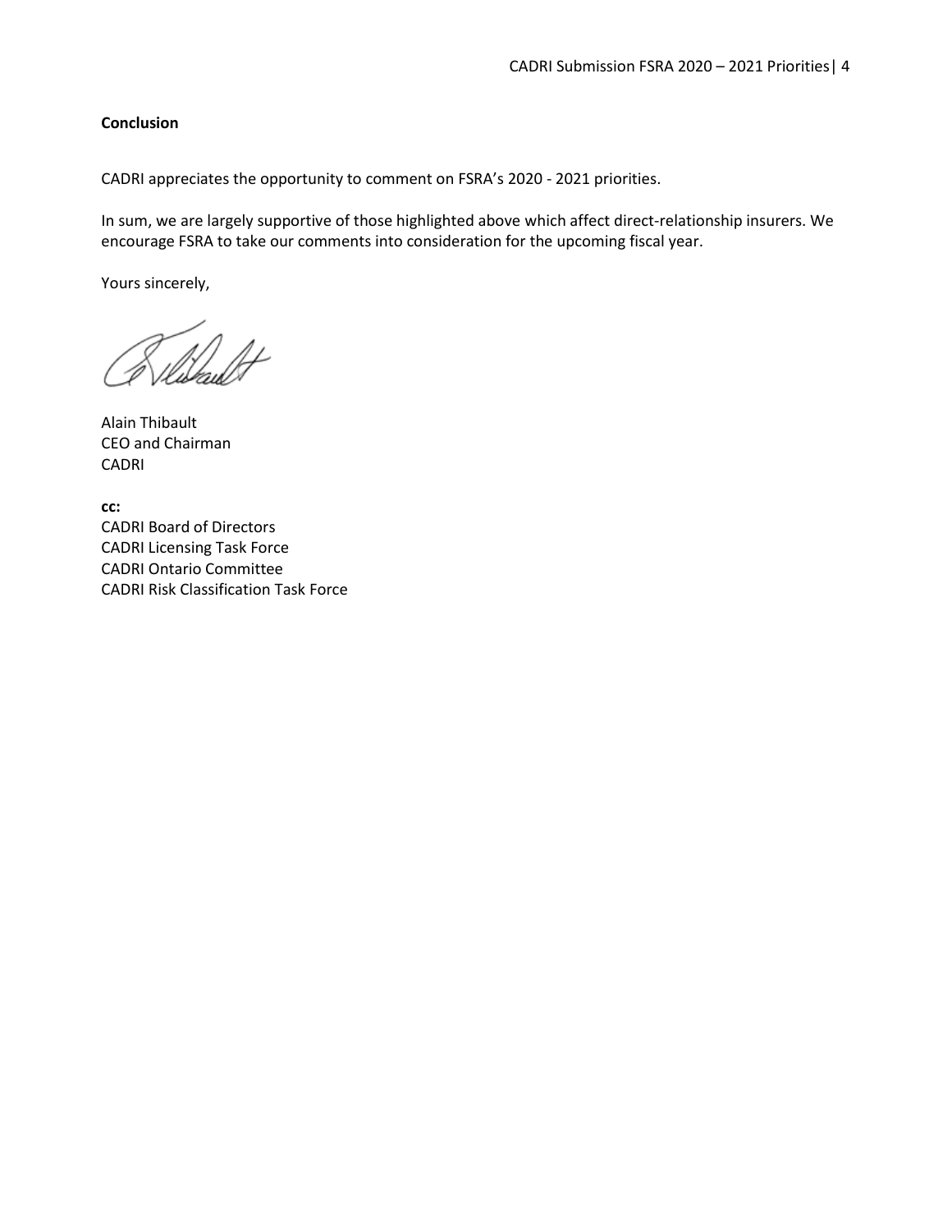**Conclusion**

CADRI appreciates the opportunity to comment on FSRA's 2020 - 2021 priorities.

In sum, we are largely supportive of those highlighted above which affect direct-relationship insurers. We encourage FSRA to take our comments into consideration for the upcoming fiscal year.

Yours sincerely,

Alain Thibault
CEO and Chairman
CADRI

**cc:**
CADRI Board of Directors
CADRI Licensing Task Force
CADRI Ontario Committee
CADRI Risk Classification Task Force